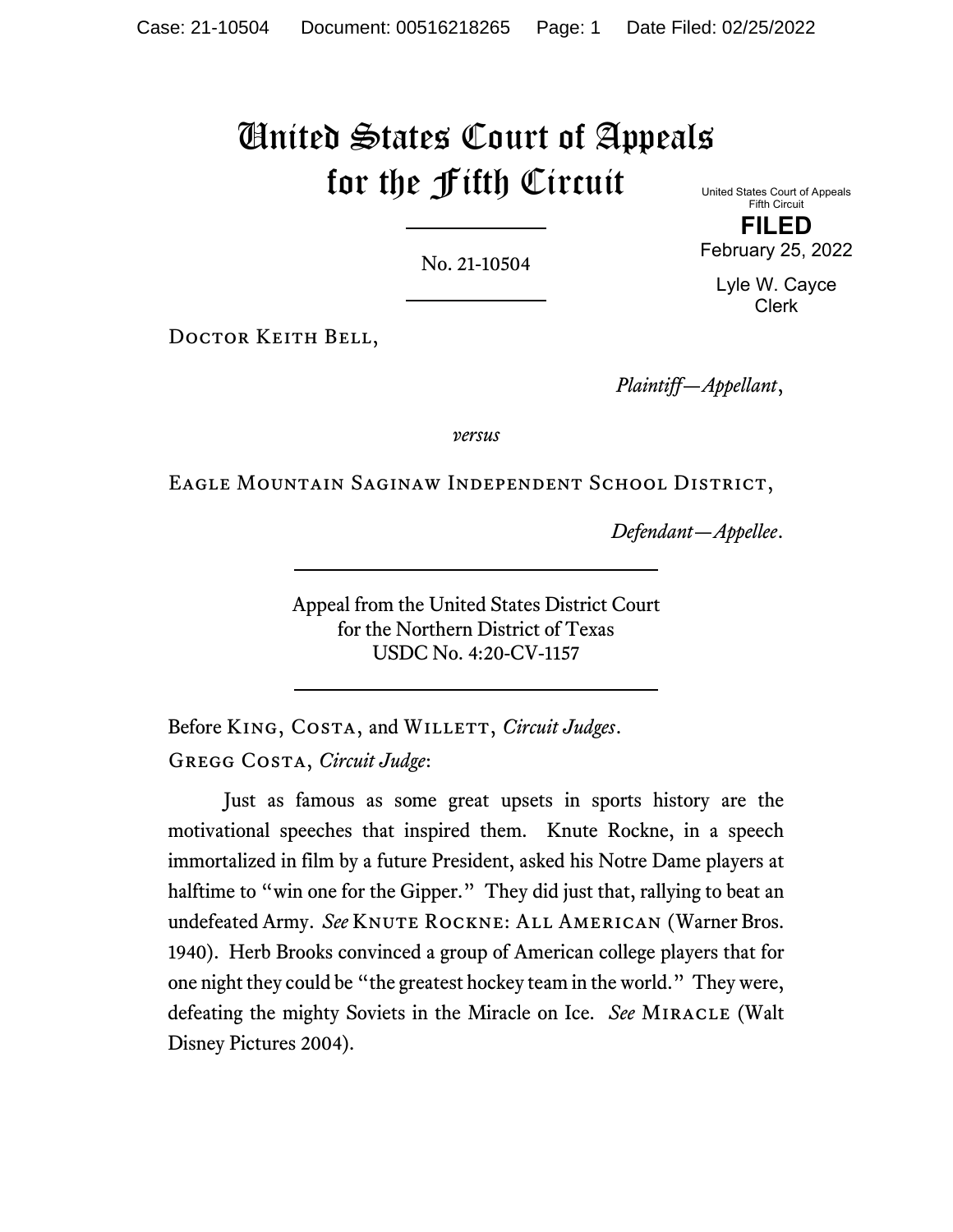# United States Court of Appeals for the Fifth Circuit

United States Court of Appeals
Fifth Circuit

**FILED**

February 25, 2022

Lyle W. Cayce
Clerk

No. 21-10504

Doctor Keith Bell,

*Plaintiff—Appellant*,

*versus*

Eagle Mountain Saginaw Independent School District,

*Defendant—Appellee*.

Appeal from the United States District Court
for the Northern District of Texas
USDC No. 4:20-CV-1157

Before King, Costa, and Willett, *Circuit Judges*.

Gregg Costa, *Circuit Judge*:

Just as famous as some great upsets in sports history are the motivational speeches that inspired them. Knute Rockne, in a speech immortalized in film by a future President, asked his Notre Dame players at halftime to "win one for the Gipper." They did just that, rallying to beat an undefeated Army. *See* Knute Rockne: All American (Warner Bros. 1940). Herb Brooks convinced a group of American college players that for one night they could be "the greatest hockey team in the world." They were, defeating the mighty Soviets in the Miracle on Ice. *See* Miracle (Walt Disney Pictures 2004).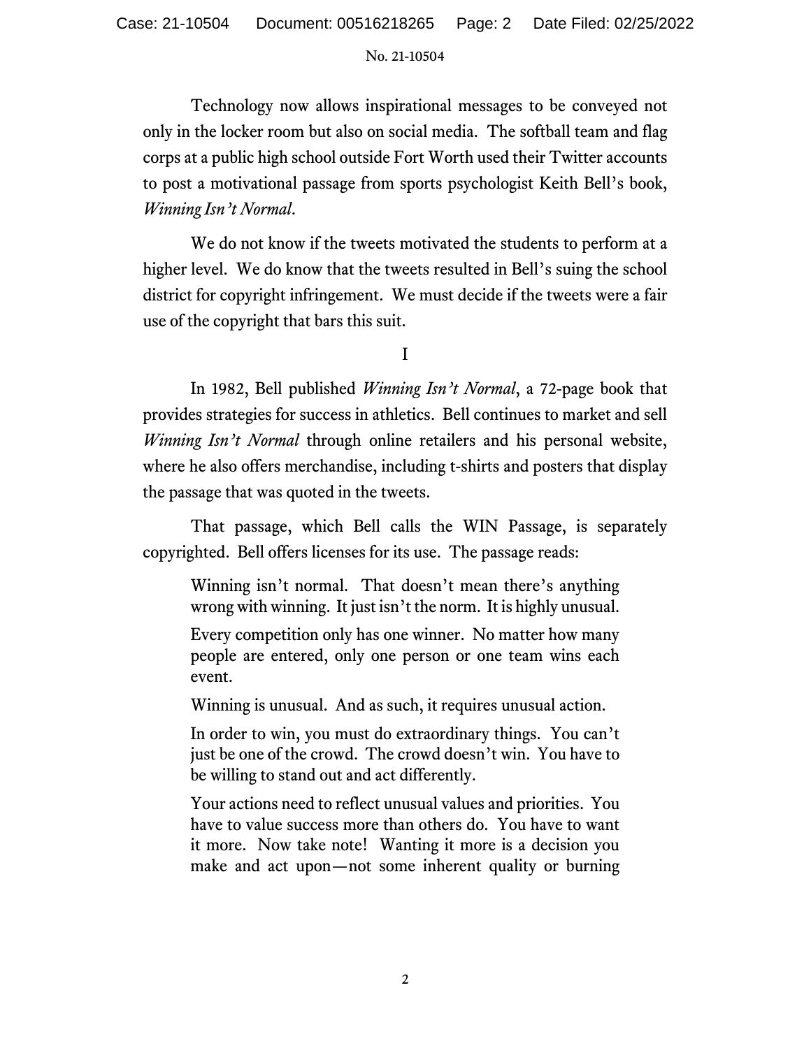Technology now allows inspirational messages to be conveyed not only in the locker room but also on social media. The softball team and flag corps at a public high school outside Fort Worth used their Twitter accounts to post a motivational passage from sports psychologist Keith Bell's book, *Winning Isn't Normal*.

We do not know if the tweets motivated the students to perform at a higher level. We do know that the tweets resulted in Bell's suing the school district for copyright infringement. We must decide if the tweets were a fair use of the copyright that bars this suit.

# I

In 1982, Bell published *Winning Isn't Normal*, a 72-page book that provides strategies for success in athletics. Bell continues to market and sell *Winning Isn't Normal* through online retailers and his personal website, where he also offers merchandise, including t-shirts and posters that display the passage that was quoted in the tweets.

That passage, which Bell calls the WIN Passage, is separately copyrighted. Bell offers licenses for its use. The passage reads:

> Winning isn't normal. That doesn't mean there's anything wrong with winning. It just isn't the norm. It is highly unusual.
>
> Every competition only has one winner. No matter how many people are entered, only one person or one team wins each event.
>
> Winning is unusual. And as such, it requires unusual action.
>
> In order to win, you must do extraordinary things. You can't just be one of the crowd. The crowd doesn't win. You have to be willing to stand out and act differently.
>
> Your actions need to reflect unusual values and priorities. You have to value success more than others do. You have to want it more. Now take note! Wanting it more is a decision you make and act upon—not some inherent quality or burning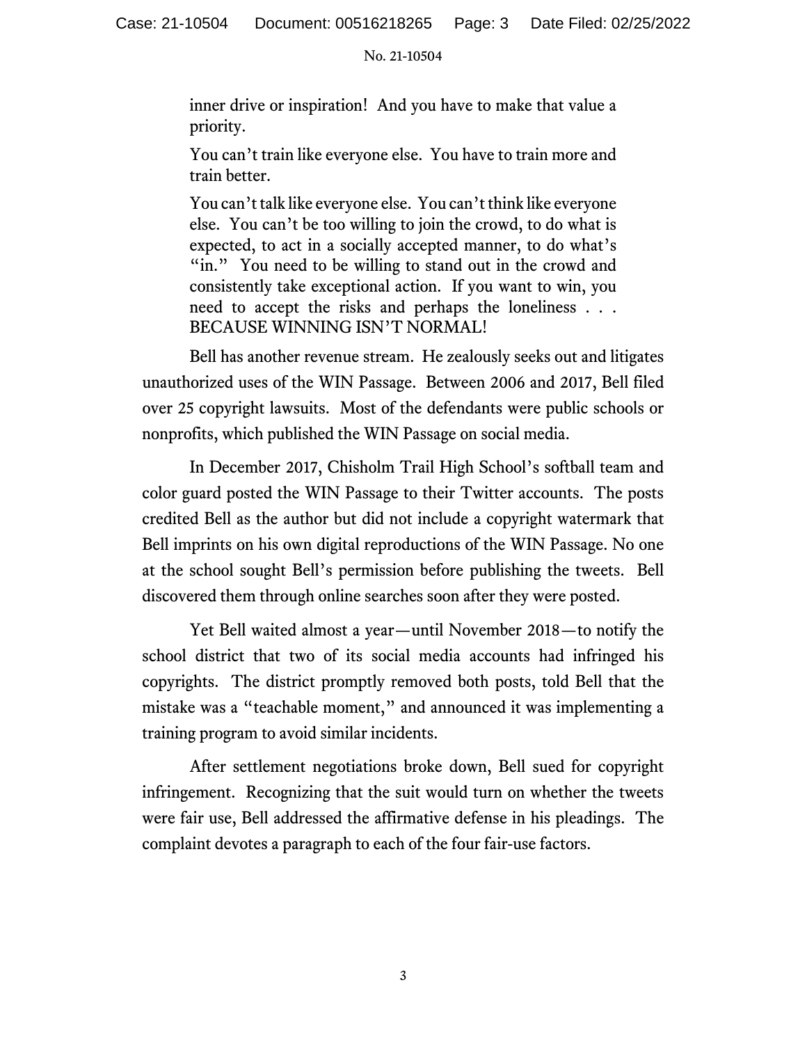> inner drive or inspiration! And you have to make that value a priority.
>
> You can't train like everyone else. You have to train more and train better.
>
> You can't talk like everyone else. You can't think like everyone else. You can't be too willing to join the crowd, to do what is expected, to act in a socially accepted manner, to do what's "in." You need to be willing to stand out in the crowd and consistently take exceptional action. If you want to win, you need to accept the risks and perhaps the loneliness . . . BECAUSE WINNING ISN'T NORMAL!

Bell has another revenue stream. He zealously seeks out and litigates unauthorized uses of the WIN Passage. Between 2006 and 2017, Bell filed over 25 copyright lawsuits. Most of the defendants were public schools or nonprofits, which published the WIN Passage on social media.

In December 2017, Chisholm Trail High School's softball team and color guard posted the WIN Passage to their Twitter accounts. The posts credited Bell as the author but did not include a copyright watermark that Bell imprints on his own digital reproductions of the WIN Passage. No one at the school sought Bell's permission before publishing the tweets. Bell discovered them through online searches soon after they were posted.

Yet Bell waited almost a year—until November 2018—to notify the school district that two of its social media accounts had infringed his copyrights. The district promptly removed both posts, told Bell that the mistake was a "teachable moment," and announced it was implementing a training program to avoid similar incidents.

After settlement negotiations broke down, Bell sued for copyright infringement. Recognizing that the suit would turn on whether the tweets were fair use, Bell addressed the affirmative defense in his pleadings. The complaint devotes a paragraph to each of the four fair-use factors.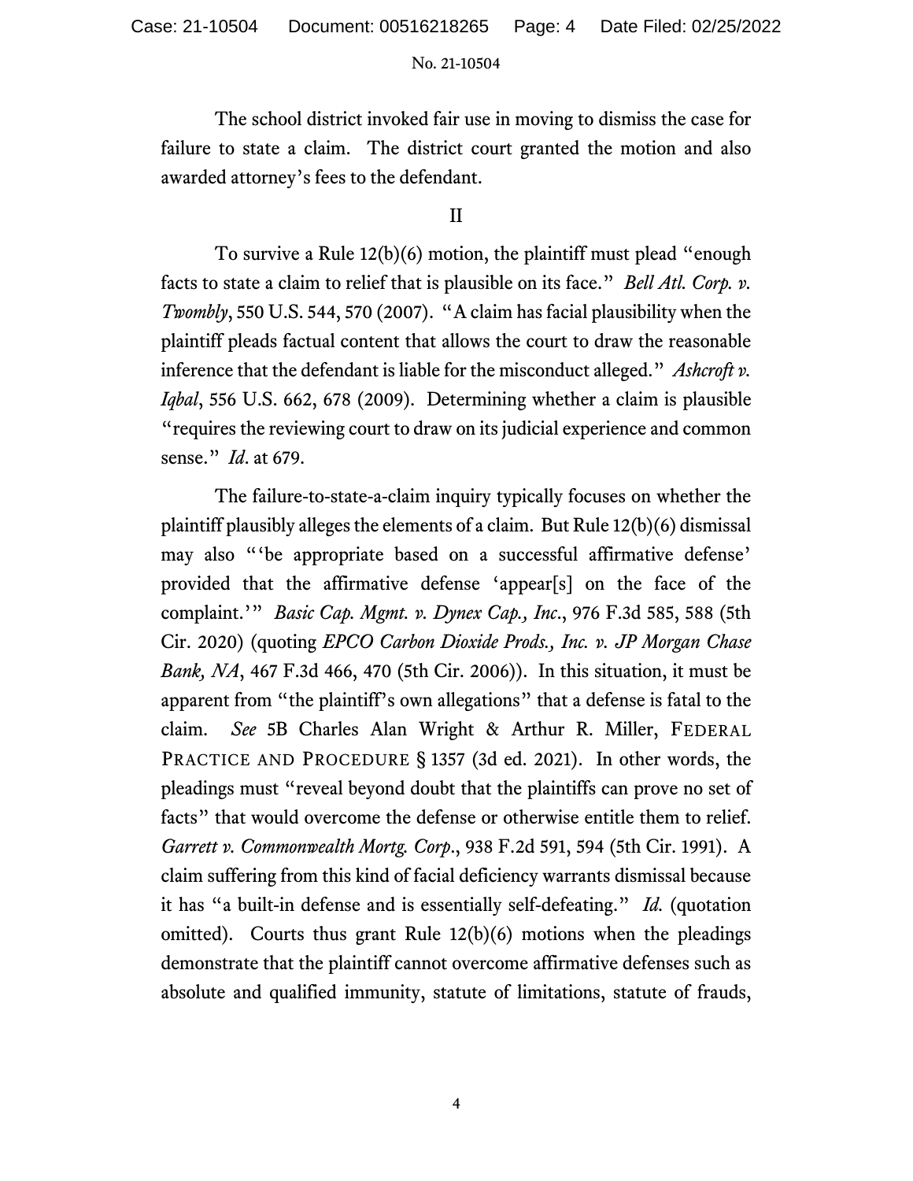The school district invoked fair use in moving to dismiss the case for failure to state a claim. The district court granted the motion and also awarded attorney's fees to the defendant.

## II

To survive a Rule 12(b)(6) motion, the plaintiff must plead "enough facts to state a claim to relief that is plausible on its face." *Bell Atl. Corp. v. Twombly*, 550 U.S. 544, 570 (2007). "A claim has facial plausibility when the plaintiff pleads factual content that allows the court to draw the reasonable inference that the defendant is liable for the misconduct alleged." *Ashcroft v. Iqbal*, 556 U.S. 662, 678 (2009). Determining whether a claim is plausible "requires the reviewing court to draw on its judicial experience and common sense." *Id*. at 679.

The failure-to-state-a-claim inquiry typically focuses on whether the plaintiff plausibly alleges the elements of a claim. But Rule 12(b)(6) dismissal may also "'be appropriate based on a successful affirmative defense' provided that the affirmative defense 'appear[s] on the face of the complaint.'" *Basic Cap. Mgmt. v. Dynex Cap., Inc*., 976 F.3d 585, 588 (5th Cir. 2020) (quoting *EPCO Carbon Dioxide Prods., Inc. v. JP Morgan Chase Bank, NA*, 467 F.3d 466, 470 (5th Cir. 2006)). In this situation, it must be apparent from "the plaintiff's own allegations" that a defense is fatal to the claim. *See* 5B Charles Alan Wright & Arthur R. Miller, FEDERAL PRACTICE AND PROCEDURE § 1357 (3d ed. 2021). In other words, the pleadings must "reveal beyond doubt that the plaintiffs can prove no set of facts" that would overcome the defense or otherwise entitle them to relief. *Garrett v. Commonwealth Mortg. Corp*., 938 F.2d 591, 594 (5th Cir. 1991). A claim suffering from this kind of facial deficiency warrants dismissal because it has "a built-in defense and is essentially self-defeating." *Id.* (quotation omitted). Courts thus grant Rule 12(b)(6) motions when the pleadings demonstrate that the plaintiff cannot overcome affirmative defenses such as absolute and qualified immunity, statute of limitations, statute of frauds,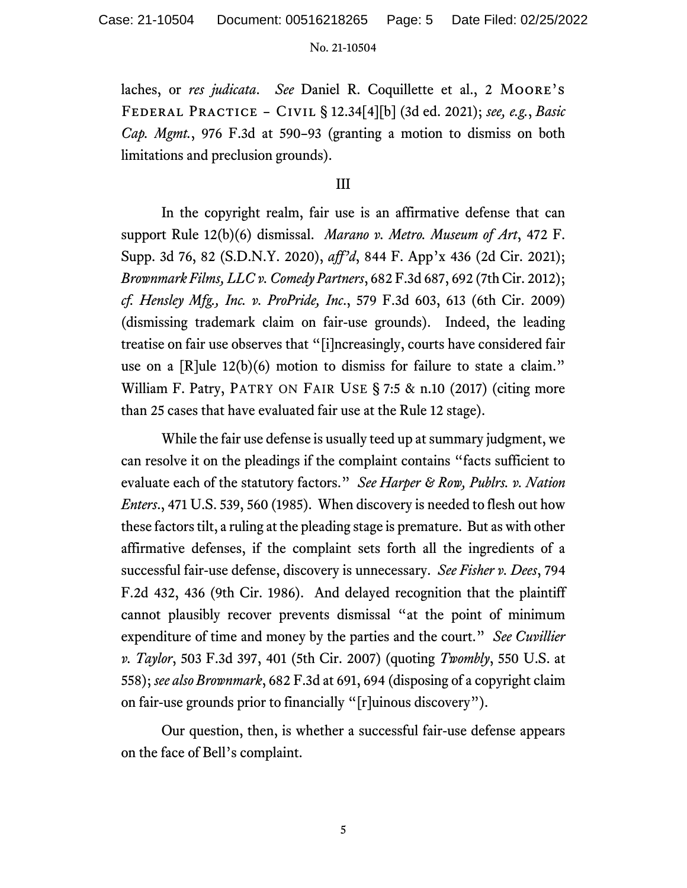laches, or *res judicata*. *See* Daniel R. Coquillette et al., 2 MOORE'S FEDERAL PRACTICE – CIVIL § 12.34[4][b] (3d ed. 2021); *see, e.g.*, *Basic Cap. Mgmt.*, 976 F.3d at 590–93 (granting a motion to dismiss on both limitations and preclusion grounds).

III

In the copyright realm, fair use is an affirmative defense that can support Rule 12(b)(6) dismissal. *Marano v. Metro. Museum of Art*, 472 F. Supp. 3d 76, 82 (S.D.N.Y. 2020), *aff'd*, 844 F. App'x 436 (2d Cir. 2021); *Brownmark Films, LLC v. Comedy Partners*, 682 F.3d 687, 692 (7th Cir. 2012); *cf. Hensley Mfg., Inc. v. ProPride, Inc.*, 579 F.3d 603, 613 (6th Cir. 2009) (dismissing trademark claim on fair-use grounds). Indeed, the leading treatise on fair use observes that "[i]ncreasingly, courts have considered fair use on a [R]ule 12(b)(6) motion to dismiss for failure to state a claim." William F. Patry, PATRY ON FAIR USE § 7:5 & n.10 (2017) (citing more than 25 cases that have evaluated fair use at the Rule 12 stage).

While the fair use defense is usually teed up at summary judgment, we can resolve it on the pleadings if the complaint contains "facts sufficient to evaluate each of the statutory factors." *See Harper & Row, Publrs. v. Nation Enters.*, 471 U.S. 539, 560 (1985). When discovery is needed to flesh out how these factors tilt, a ruling at the pleading stage is premature. But as with other affirmative defenses, if the complaint sets forth all the ingredients of a successful fair-use defense, discovery is unnecessary. *See Fisher v. Dees*, 794 F.2d 432, 436 (9th Cir. 1986). And delayed recognition that the plaintiff cannot plausibly recover prevents dismissal "at the point of minimum expenditure of time and money by the parties and the court." *See Cuvillier v. Taylor*, 503 F.3d 397, 401 (5th Cir. 2007) (quoting *Twombly*, 550 U.S. at 558); *see also Brownmark*, 682 F.3d at 691, 694 (disposing of a copyright claim on fair-use grounds prior to financially "[r]uinous discovery").

Our question, then, is whether a successful fair-use defense appears on the face of Bell's complaint.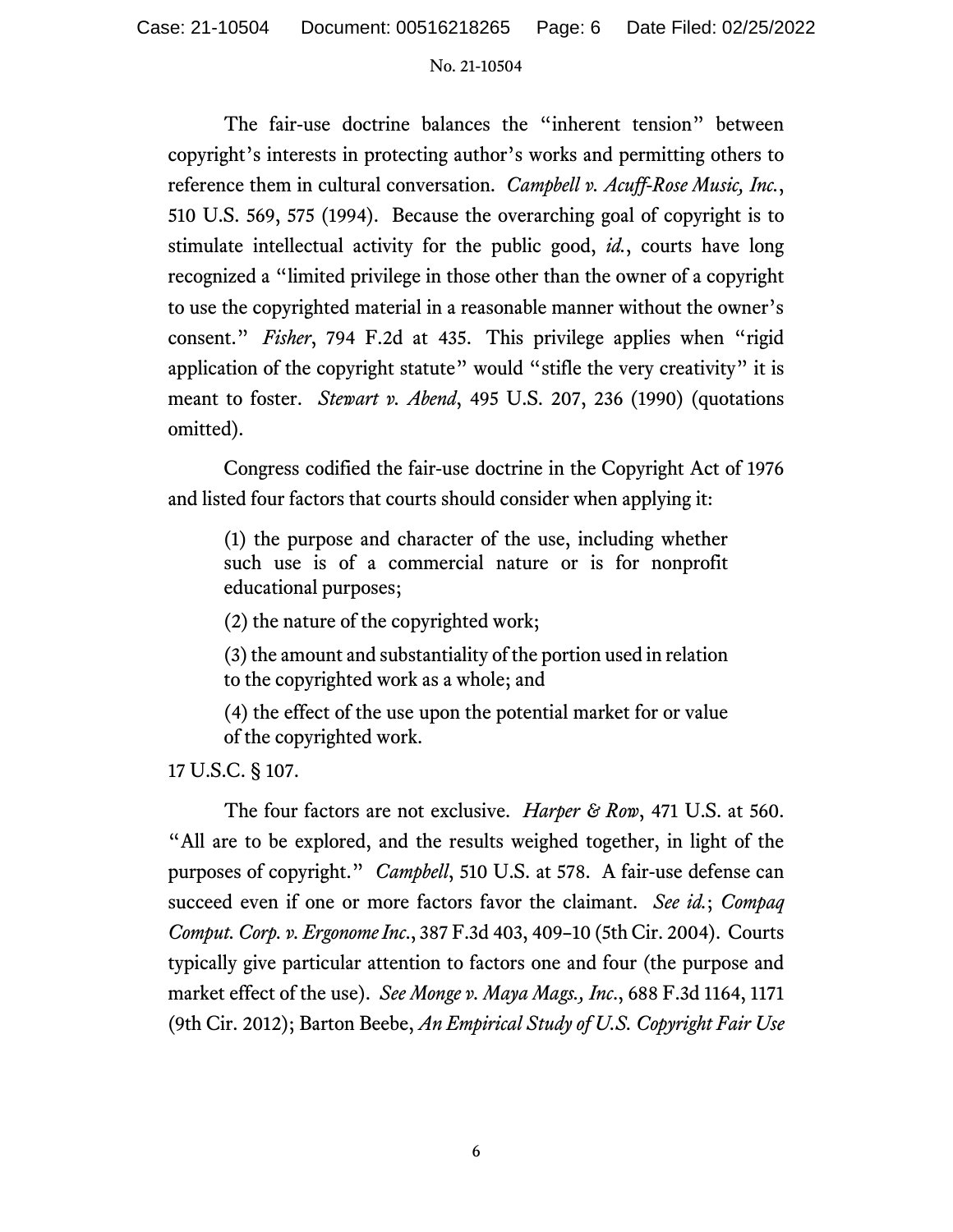The fair-use doctrine balances the "inherent tension" between copyright's interests in protecting author's works and permitting others to reference them in cultural conversation. *Campbell v. Acuff-Rose Music, Inc.*, 510 U.S. 569, 575 (1994). Because the overarching goal of copyright is to stimulate intellectual activity for the public good, *id.*, courts have long recognized a "limited privilege in those other than the owner of a copyright to use the copyrighted material in a reasonable manner without the owner's consent." *Fisher*, 794 F.2d at 435. This privilege applies when "rigid application of the copyright statute" would "stifle the very creativity" it is meant to foster. *Stewart v. Abend*, 495 U.S. 207, 236 (1990) (quotations omitted).

Congress codified the fair-use doctrine in the Copyright Act of 1976 and listed four factors that courts should consider when applying it:

> (1) the purpose and character of the use, including whether such use is of a commercial nature or is for nonprofit educational purposes;
>
> (2) the nature of the copyrighted work;
>
> (3) the amount and substantiality of the portion used in relation to the copyrighted work as a whole; and
>
> (4) the effect of the use upon the potential market for or value of the copyrighted work.

17 U.S.C. § 107.

The four factors are not exclusive. *Harper & Row*, 471 U.S. at 560. "All are to be explored, and the results weighed together, in light of the purposes of copyright." *Campbell*, 510 U.S. at 578. A fair-use defense can succeed even if one or more factors favor the claimant. *See id.*; *Compaq Comput. Corp. v. Ergonome Inc.*, 387 F.3d 403, 409–10 (5th Cir. 2004). Courts typically give particular attention to factors one and four (the purpose and market effect of the use). *See Monge v. Maya Mags., Inc.*, 688 F.3d 1164, 1171 (9th Cir. 2012); Barton Beebe, *An Empirical Study of U.S. Copyright Fair Use*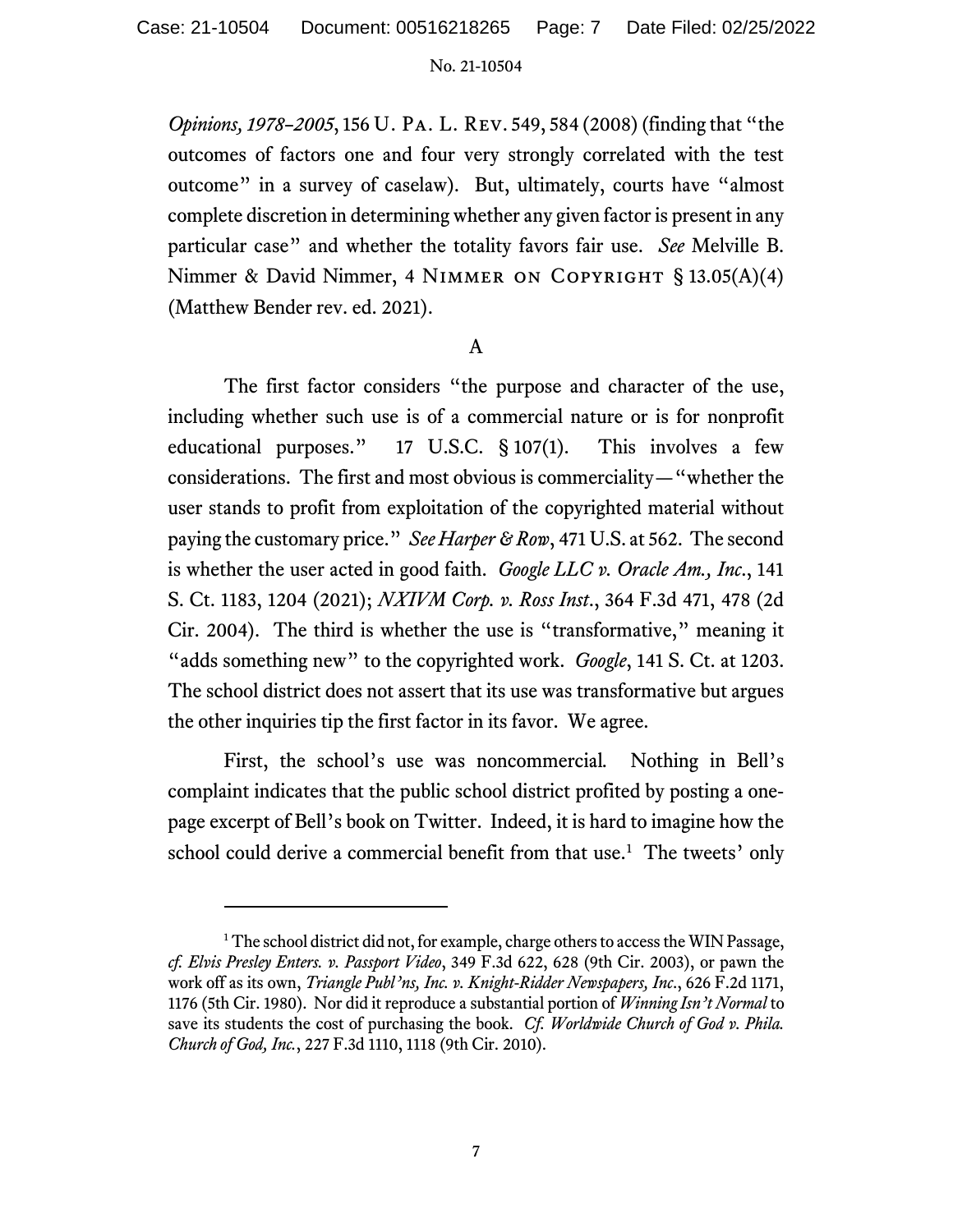*Opinions, 1978–2005*, 156 U. Pa. L. Rev. 549, 584 (2008) (finding that "the outcomes of factors one and four very strongly correlated with the test outcome" in a survey of caselaw). But, ultimately, courts have "almost complete discretion in determining whether any given factor is present in any particular case" and whether the totality favors fair use. *See* Melville B. Nimmer & David Nimmer, 4 Nimmer on Copyright § 13.05(A)(4) (Matthew Bender rev. ed. 2021).

## A

The first factor considers "the purpose and character of the use, including whether such use is of a commercial nature or is for nonprofit educational purposes." 17 U.S.C. § 107(1). This involves a few considerations. The first and most obvious is commerciality—"whether the user stands to profit from exploitation of the copyrighted material without paying the customary price." *See Harper & Row*, 471 U.S. at 562. The second is whether the user acted in good faith. *Google LLC v. Oracle Am., Inc.*, 141 S. Ct. 1183, 1204 (2021); *NXIVM Corp. v. Ross Inst.*, 364 F.3d 471, 478 (2d Cir. 2004). The third is whether the use is "transformative," meaning it "adds something new" to the copyrighted work. *Google*, 141 S. Ct. at 1203. The school district does not assert that its use was transformative but argues the other inquiries tip the first factor in its favor. We agree.

First, the school's use was noncommercial. Nothing in Bell's complaint indicates that the public school district profited by posting a one-page excerpt of Bell's book on Twitter. Indeed, it is hard to imagine how the school could derive a commercial benefit from that use.[1] The tweets' only

---

[1] The school district did not, for example, charge others to access the WIN Passage, *cf. Elvis Presley Enters. v. Passport Video*, 349 F.3d 622, 628 (9th Cir. 2003), or pawn the work off as its own, *Triangle Publ'ns, Inc. v. Knight-Ridder Newspapers, Inc.*, 626 F.2d 1171, 1176 (5th Cir. 1980). Nor did it reproduce a substantial portion of *Winning Isn't Normal* to save its students the cost of purchasing the book. *Cf. Worldwide Church of God v. Phila. Church of God, Inc.*, 227 F.3d 1110, 1118 (9th Cir. 2010).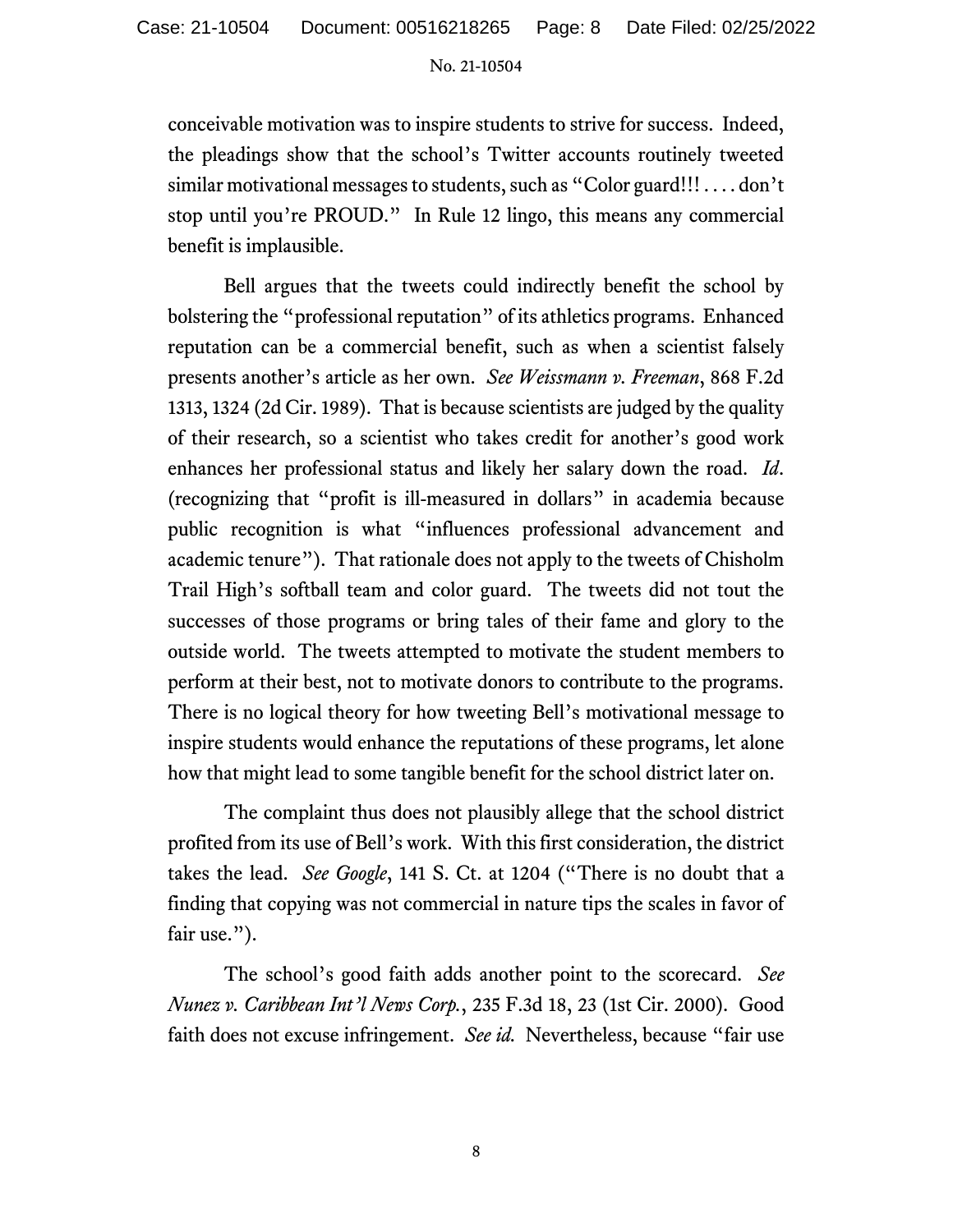conceivable motivation was to inspire students to strive for success. Indeed, the pleadings show that the school's Twitter accounts routinely tweeted similar motivational messages to students, such as "Color guard!!! . . . . don't stop until you're PROUD." In Rule 12 lingo, this means any commercial benefit is implausible.

Bell argues that the tweets could indirectly benefit the school by bolstering the "professional reputation" of its athletics programs. Enhanced reputation can be a commercial benefit, such as when a scientist falsely presents another's article as her own. *See Weissmann v. Freeman*, 868 F.2d 1313, 1324 (2d Cir. 1989). That is because scientists are judged by the quality of their research, so a scientist who takes credit for another's good work enhances her professional status and likely her salary down the road. *Id*. (recognizing that "profit is ill-measured in dollars" in academia because public recognition is what "influences professional advancement and academic tenure"). That rationale does not apply to the tweets of Chisholm Trail High's softball team and color guard. The tweets did not tout the successes of those programs or bring tales of their fame and glory to the outside world. The tweets attempted to motivate the student members to perform at their best, not to motivate donors to contribute to the programs. There is no logical theory for how tweeting Bell's motivational message to inspire students would enhance the reputations of these programs, let alone how that might lead to some tangible benefit for the school district later on.

The complaint thus does not plausibly allege that the school district profited from its use of Bell's work. With this first consideration, the district takes the lead. *See Google*, 141 S. Ct. at 1204 ("There is no doubt that a finding that copying was not commercial in nature tips the scales in favor of fair use.").

The school's good faith adds another point to the scorecard. *See Nunez v. Caribbean Int'l News Corp.*, 235 F.3d 18, 23 (1st Cir. 2000). Good faith does not excuse infringement. *See id.* Nevertheless, because "fair use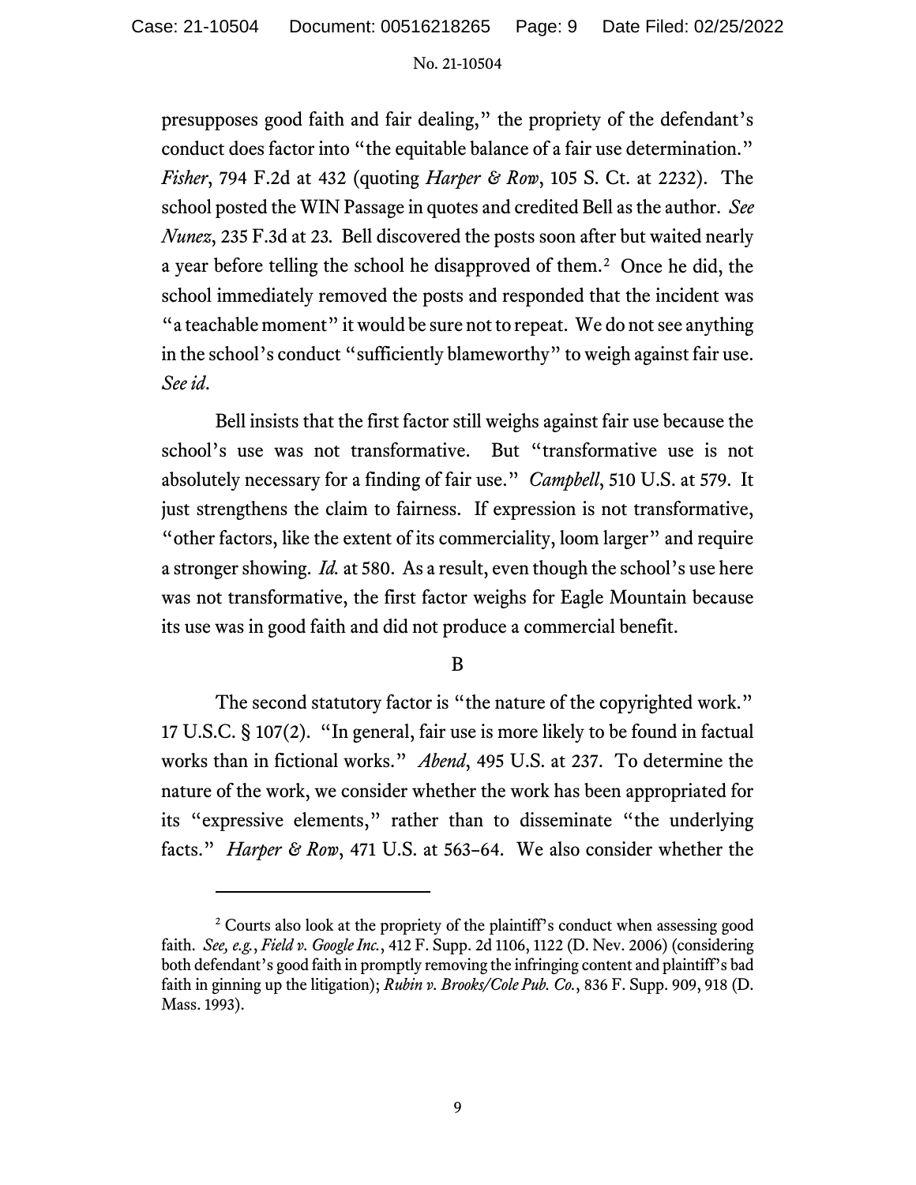presupposes good faith and fair dealing," the propriety of the defendant's conduct does factor into "the equitable balance of a fair use determination." *Fisher*, 794 F.2d at 432 (quoting *Harper & Row*, 105 S. Ct. at 2232). The school posted the WIN Passage in quotes and credited Bell as the author. *See Nunez*, 235 F.3d at 23. Bell discovered the posts soon after but waited nearly a year before telling the school he disapproved of them.[2] Once he did, the school immediately removed the posts and responded that the incident was "a teachable moment" it would be sure not to repeat. We do not see anything in the school's conduct "sufficiently blameworthy" to weigh against fair use. *See id*.

Bell insists that the first factor still weighs against fair use because the school's use was not transformative. But "transformative use is not absolutely necessary for a finding of fair use." *Campbell*, 510 U.S. at 579. It just strengthens the claim to fairness. If expression is not transformative, "other factors, like the extent of its commerciality, loom larger" and require a stronger showing. *Id.* at 580. As a result, even though the school's use here was not transformative, the first factor weighs for Eagle Mountain because its use was in good faith and did not produce a commercial benefit.

## B

The second statutory factor is "the nature of the copyrighted work." 17 U.S.C. § 107(2). "In general, fair use is more likely to be found in factual works than in fictional works." *Abend*, 495 U.S. at 237. To determine the nature of the work, we consider whether the work has been appropriated for its "expressive elements," rather than to disseminate "the underlying facts." *Harper & Row*, 471 U.S. at 563–64. We also consider whether the

---

[2] Courts also look at the propriety of the plaintiff's conduct when assessing good faith. *See, e.g.*, *Field v. Google Inc.*, 412 F. Supp. 2d 1106, 1122 (D. Nev. 2006) (considering both defendant's good faith in promptly removing the infringing content and plaintiff's bad faith in ginning up the litigation); *Rubin v. Brooks/Cole Pub. Co.*, 836 F. Supp. 909, 918 (D. Mass. 1993).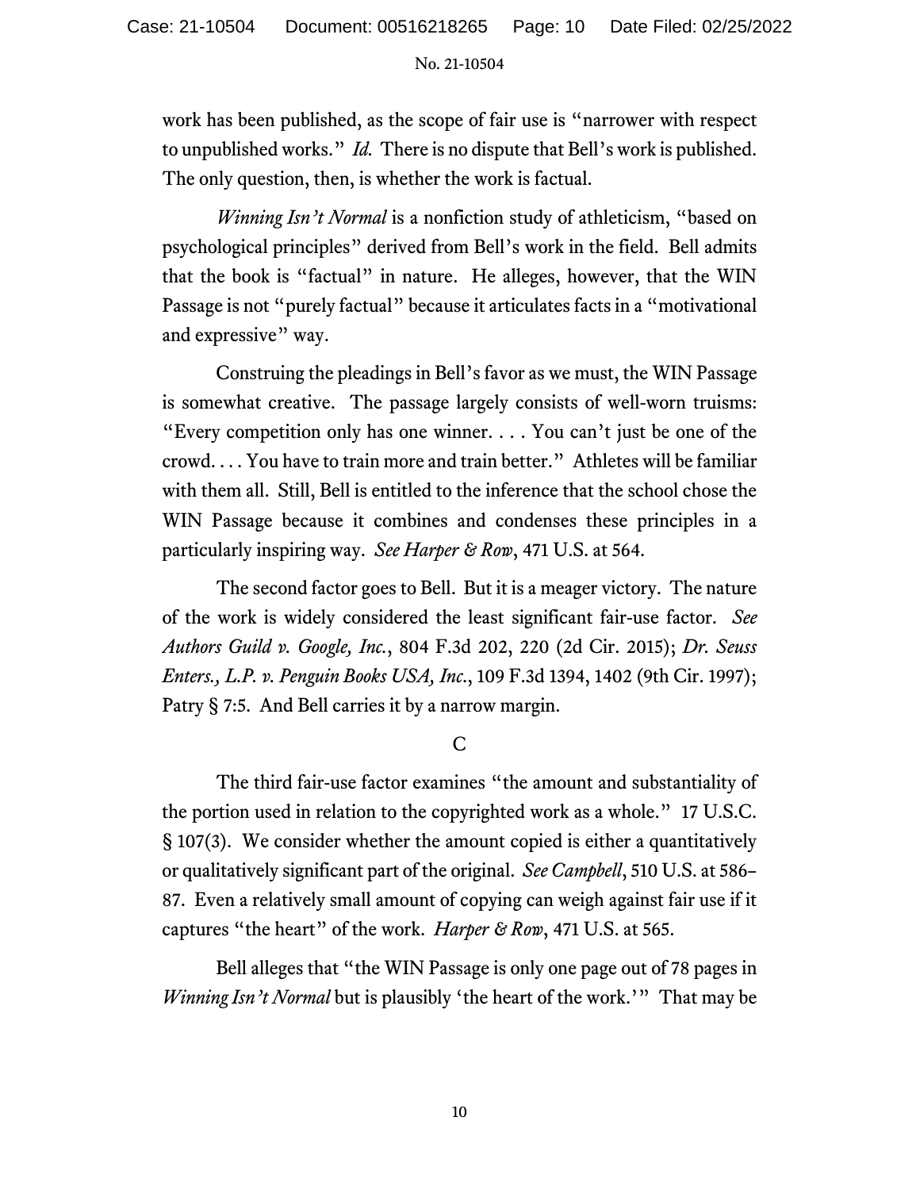work has been published, as the scope of fair use is "narrower with respect to unpublished works." *Id.* There is no dispute that Bell's work is published. The only question, then, is whether the work is factual.

*Winning Isn't Normal* is a nonfiction study of athleticism, "based on psychological principles" derived from Bell's work in the field. Bell admits that the book is "factual" in nature. He alleges, however, that the WIN Passage is not "purely factual" because it articulates facts in a "motivational and expressive" way.

Construing the pleadings in Bell's favor as we must, the WIN Passage is somewhat creative. The passage largely consists of well-worn truisms: "Every competition only has one winner. . . . You can't just be one of the crowd. . . . You have to train more and train better." Athletes will be familiar with them all. Still, Bell is entitled to the inference that the school chose the WIN Passage because it combines and condenses these principles in a particularly inspiring way. *See Harper & Row*, 471 U.S. at 564.

The second factor goes to Bell. But it is a meager victory. The nature of the work is widely considered the least significant fair-use factor. *See Authors Guild v. Google, Inc.*, 804 F.3d 202, 220 (2d Cir. 2015); *Dr. Seuss Enters., L.P. v. Penguin Books USA, Inc.*, 109 F.3d 1394, 1402 (9th Cir. 1997); Patry § 7:5. And Bell carries it by a narrow margin.

### C

The third fair-use factor examines "the amount and substantiality of the portion used in relation to the copyrighted work as a whole." 17 U.S.C. § 107(3). We consider whether the amount copied is either a quantitatively or qualitatively significant part of the original. *See Campbell*, 510 U.S. at 586–87. Even a relatively small amount of copying can weigh against fair use if it captures "the heart" of the work. *Harper & Row*, 471 U.S. at 565.

Bell alleges that "the WIN Passage is only one page out of 78 pages in *Winning Isn't Normal* but is plausibly 'the heart of the work.'" That may be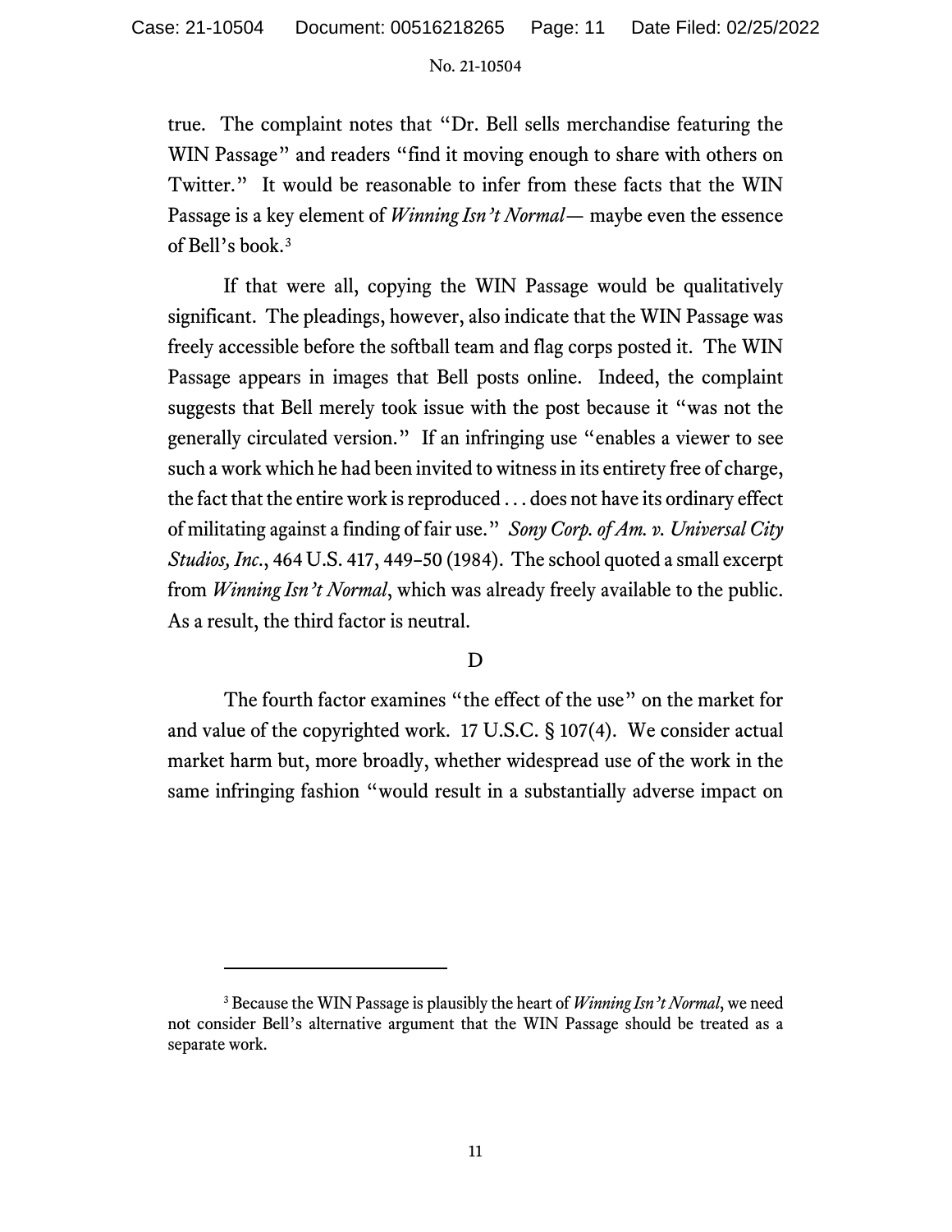true. The complaint notes that "Dr. Bell sells merchandise featuring the WIN Passage" and readers "find it moving enough to share with others on Twitter." It would be reasonable to infer from these facts that the WIN Passage is a key element of *Winning Isn't Normal*— maybe even the essence of Bell's book.[3]

If that were all, copying the WIN Passage would be qualitatively significant. The pleadings, however, also indicate that the WIN Passage was freely accessible before the softball team and flag corps posted it. The WIN Passage appears in images that Bell posts online. Indeed, the complaint suggests that Bell merely took issue with the post because it "was not the generally circulated version." If an infringing use "enables a viewer to see such a work which he had been invited to witness in its entirety free of charge, the fact that the entire work is reproduced . . . does not have its ordinary effect of militating against a finding of fair use." *Sony Corp. of Am. v. Universal City Studios, Inc.*, 464 U.S. 417, 449–50 (1984). The school quoted a small excerpt from *Winning Isn't Normal*, which was already freely available to the public. As a result, the third factor is neutral.

### D

The fourth factor examines "the effect of the use" on the market for and value of the copyrighted work. 17 U.S.C. § 107(4). We consider actual market harm but, more broadly, whether widespread use of the work in the same infringing fashion "would result in a substantially adverse impact on

---

[3] Because the WIN Passage is plausibly the heart of *Winning Isn't Normal*, we need not consider Bell's alternative argument that the WIN Passage should be treated as a separate work.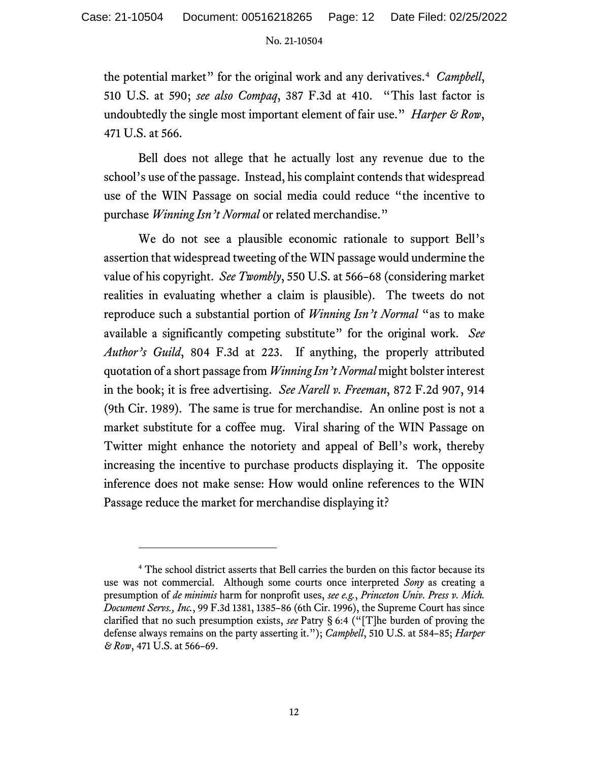the potential market" for the original work and any derivatives.[4] *Campbell*, 510 U.S. at 590; *see also Compaq*, 387 F.3d at 410. "This last factor is undoubtedly the single most important element of fair use." *Harper & Row*, 471 U.S. at 566.

Bell does not allege that he actually lost any revenue due to the school's use of the passage. Instead, his complaint contends that widespread use of the WIN Passage on social media could reduce "the incentive to purchase *Winning Isn't Normal* or related merchandise."

We do not see a plausible economic rationale to support Bell's assertion that widespread tweeting of the WIN passage would undermine the value of his copyright. *See Twombly*, 550 U.S. at 566–68 (considering market realities in evaluating whether a claim is plausible). The tweets do not reproduce such a substantial portion of *Winning Isn't Normal* "as to make available a significantly competing substitute" for the original work. *See Author's Guild*, 804 F.3d at 223. If anything, the properly attributed quotation of a short passage from *Winning Isn't Normal* might bolster interest in the book; it is free advertising. *See Narell v. Freeman*, 872 F.2d 907, 914 (9th Cir. 1989). The same is true for merchandise. An online post is not a market substitute for a coffee mug. Viral sharing of the WIN Passage on Twitter might enhance the notoriety and appeal of Bell's work, thereby increasing the incentive to purchase products displaying it. The opposite inference does not make sense: How would online references to the WIN Passage reduce the market for merchandise displaying it?

---

[4] The school district asserts that Bell carries the burden on this factor because its use was not commercial. Although some courts once interpreted *Sony* as creating a presumption of *de minimis* harm for nonprofit uses, *see e.g.*, *Princeton Univ. Press v. Mich. Document Servs., Inc.*, 99 F.3d 1381, 1385–86 (6th Cir. 1996), the Supreme Court has since clarified that no such presumption exists, *see* Patry § 6:4 ("[T]he burden of proving the defense always remains on the party asserting it."); *Campbell*, 510 U.S. at 584–85; *Harper & Row*, 471 U.S. at 566–69.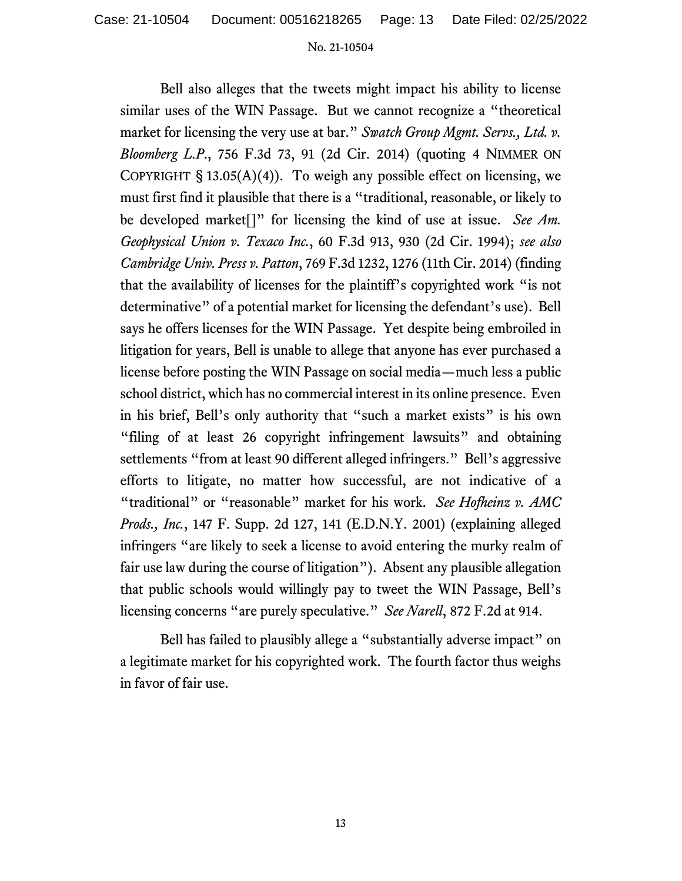Bell also alleges that the tweets might impact his ability to license similar uses of the WIN Passage. But we cannot recognize a "theoretical market for licensing the very use at bar." *Swatch Group Mgmt. Servs., Ltd. v. Bloomberg L.P.*, 756 F.3d 73, 91 (2d Cir. 2014) (quoting 4 NIMMER ON COPYRIGHT § 13.05(A)(4)). To weigh any possible effect on licensing, we must first find it plausible that there is a "traditional, reasonable, or likely to be developed market[]" for licensing the kind of use at issue. *See Am. Geophysical Union v. Texaco Inc.*, 60 F.3d 913, 930 (2d Cir. 1994); *see also Cambridge Univ. Press v. Patton*, 769 F.3d 1232, 1276 (11th Cir. 2014) (finding that the availability of licenses for the plaintiff's copyrighted work "is not determinative" of a potential market for licensing the defendant's use). Bell says he offers licenses for the WIN Passage. Yet despite being embroiled in litigation for years, Bell is unable to allege that anyone has ever purchased a license before posting the WIN Passage on social media—much less a public school district, which has no commercial interest in its online presence. Even in his brief, Bell's only authority that "such a market exists" is his own "filing of at least 26 copyright infringement lawsuits" and obtaining settlements "from at least 90 different alleged infringers." Bell's aggressive efforts to litigate, no matter how successful, are not indicative of a "traditional" or "reasonable" market for his work. *See Hofheinz v. AMC Prods., Inc.*, 147 F. Supp. 2d 127, 141 (E.D.N.Y. 2001) (explaining alleged infringers "are likely to seek a license to avoid entering the murky realm of fair use law during the course of litigation"). Absent any plausible allegation that public schools would willingly pay to tweet the WIN Passage, Bell's licensing concerns "are purely speculative." *See Narell*, 872 F.2d at 914.

Bell has failed to plausibly allege a "substantially adverse impact" on a legitimate market for his copyrighted work. The fourth factor thus weighs in favor of fair use.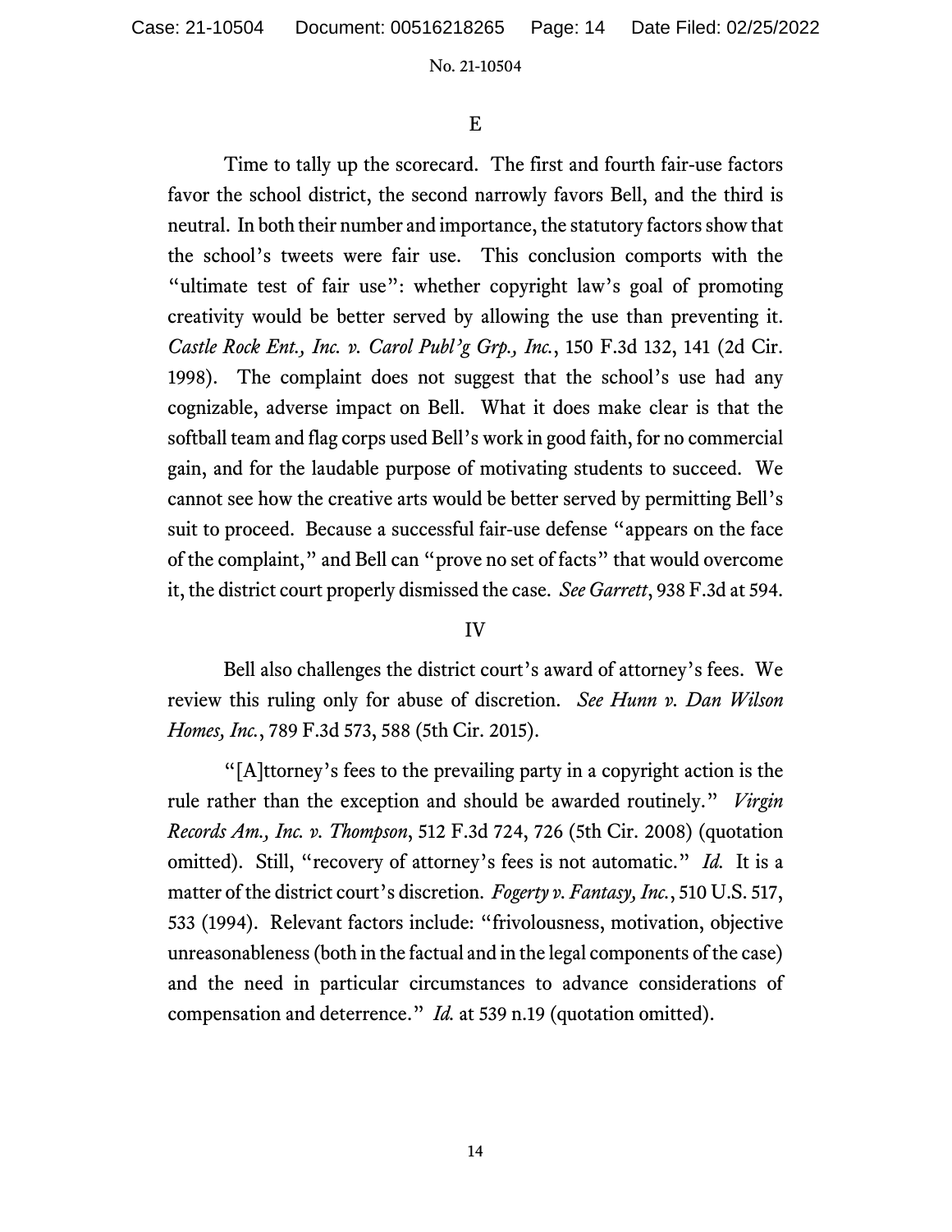### E

Time to tally up the scorecard. The first and fourth fair-use factors favor the school district, the second narrowly favors Bell, and the third is neutral. In both their number and importance, the statutory factors show that the school's tweets were fair use. This conclusion comports with the "ultimate test of fair use": whether copyright law's goal of promoting creativity would be better served by allowing the use than preventing it. *Castle Rock Ent., Inc. v. Carol Publ'g Grp., Inc.*, 150 F.3d 132, 141 (2d Cir. 1998). The complaint does not suggest that the school's use had any cognizable, adverse impact on Bell. What it does make clear is that the softball team and flag corps used Bell's work in good faith, for no commercial gain, and for the laudable purpose of motivating students to succeed. We cannot see how the creative arts would be better served by permitting Bell's suit to proceed. Because a successful fair-use defense "appears on the face of the complaint," and Bell can "prove no set of facts" that would overcome it, the district court properly dismissed the case. *See Garrett*, 938 F.3d at 594.

## IV

Bell also challenges the district court's award of attorney's fees. We review this ruling only for abuse of discretion. *See Hunn v. Dan Wilson Homes, Inc.*, 789 F.3d 573, 588 (5th Cir. 2015).

"[A]ttorney's fees to the prevailing party in a copyright action is the rule rather than the exception and should be awarded routinely." *Virgin Records Am., Inc. v. Thompson*, 512 F.3d 724, 726 (5th Cir. 2008) (quotation omitted). Still, "recovery of attorney's fees is not automatic." *Id.* It is a matter of the district court's discretion. *Fogerty v. Fantasy, Inc.*, 510 U.S. 517, 533 (1994). Relevant factors include: "frivolousness, motivation, objective unreasonableness (both in the factual and in the legal components of the case) and the need in particular circumstances to advance considerations of compensation and deterrence." *Id.* at 539 n.19 (quotation omitted).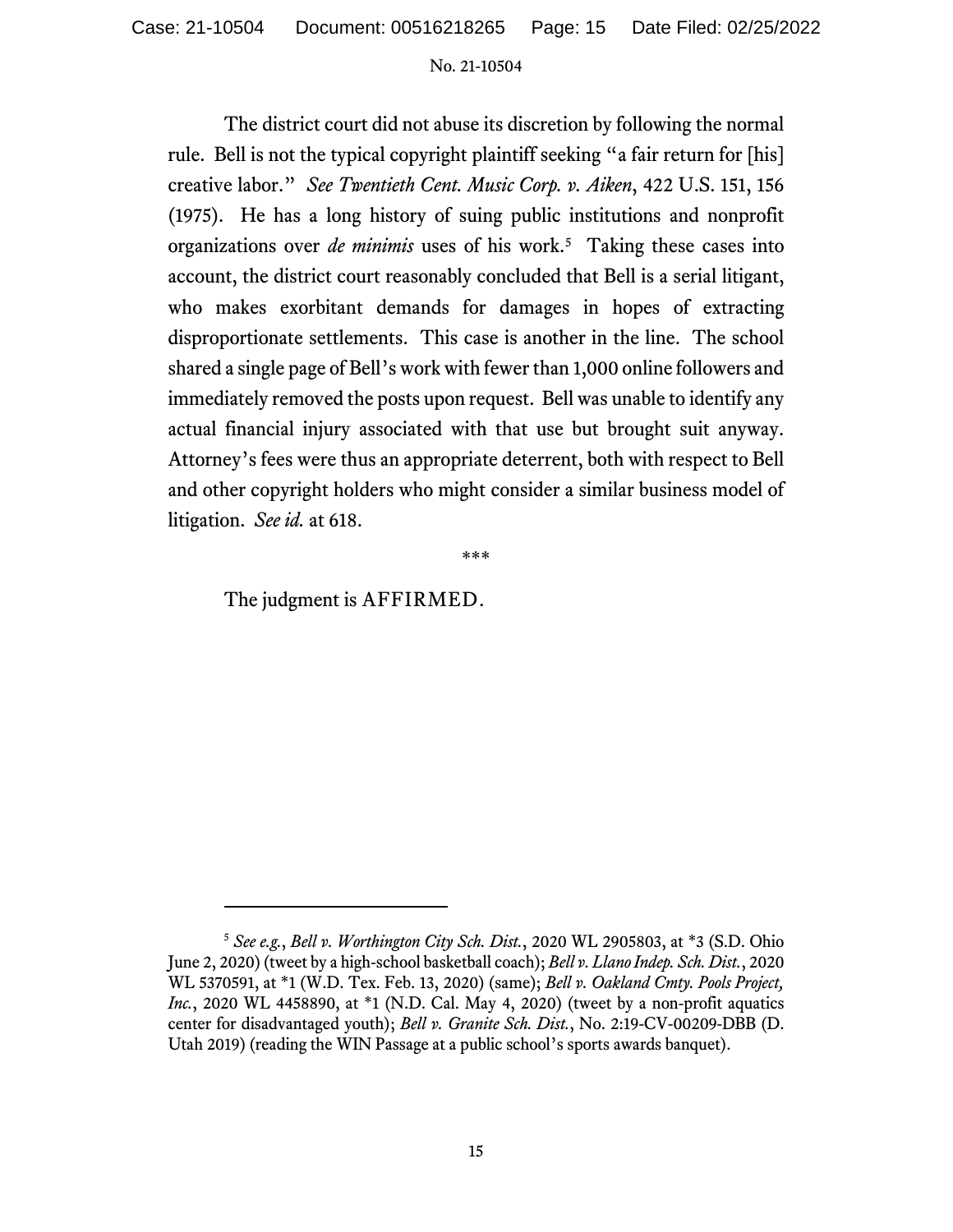The district court did not abuse its discretion by following the normal rule. Bell is not the typical copyright plaintiff seeking "a fair return for [his] creative labor." *See Twentieth Cent. Music Corp. v. Aiken*, 422 U.S. 151, 156 (1975). He has a long history of suing public institutions and nonprofit organizations over *de minimis* uses of his work.[5] Taking these cases into account, the district court reasonably concluded that Bell is a serial litigant, who makes exorbitant demands for damages in hopes of extracting disproportionate settlements. This case is another in the line. The school shared a single page of Bell's work with fewer than 1,000 online followers and immediately removed the posts upon request. Bell was unable to identify any actual financial injury associated with that use but brought suit anyway. Attorney's fees were thus an appropriate deterrent, both with respect to Bell and other copyright holders who might consider a similar business model of litigation. *See id.* at 618.

\*\*\*

The judgment is AFFIRMED.

---

[5] *See e.g.*, *Bell v. Worthington City Sch. Dist.*, 2020 WL 2905803, at \*3 (S.D. Ohio June 2, 2020) (tweet by a high-school basketball coach); *Bell v. Llano Indep. Sch. Dist.*, 2020 WL 5370591, at \*1 (W.D. Tex. Feb. 13, 2020) (same); *Bell v. Oakland Cmty. Pools Project, Inc.*, 2020 WL 4458890, at \*1 (N.D. Cal. May 4, 2020) (tweet by a non-profit aquatics center for disadvantaged youth); *Bell v. Granite Sch. Dist.*, No. 2:19-CV-00209-DBB (D. Utah 2019) (reading the WIN Passage at a public school's sports awards banquet).